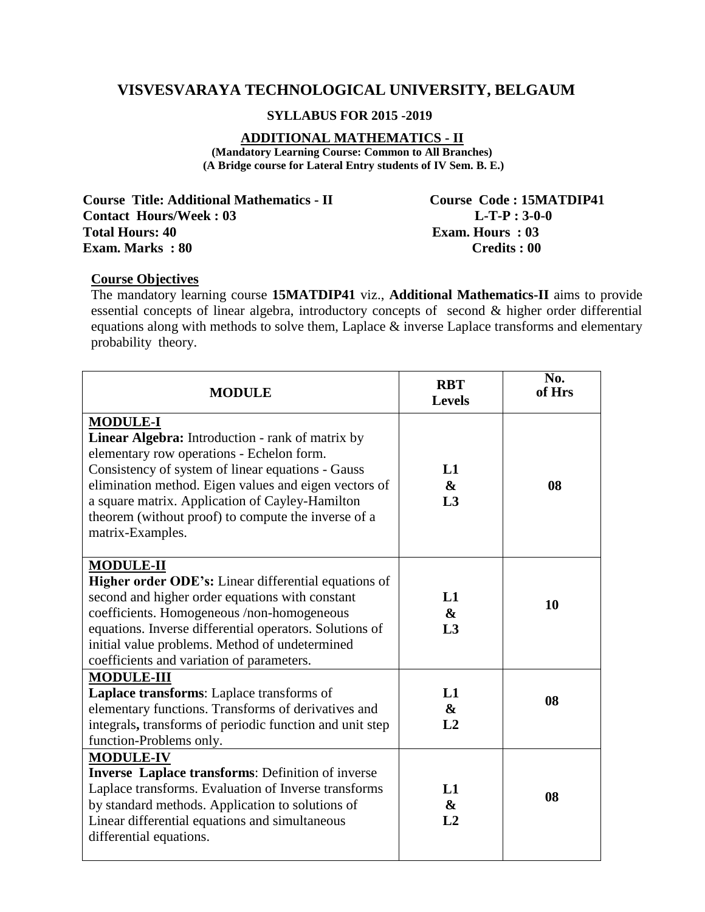# VISVESVARAYA TECHNOLOGICAL UNIVERSITY, BELGAUM

**SYLLABUS FOR 2015 -2019**

## ADDITIONAL MATHEMATICS - II

**(Mandatory Learning Course: Common to All Branches)**
**(A Bridge course for Lateral Entry students of IV Sem. B. E.)**

**Course Title: Additional Mathematics - II** | **Course Code : 15MATDIP41**
**Contact Hours/Week : 03** | **L-T-P : 3-0-0**
**Total Hours: 40** | **Exam. Hours : 03**
**Exam. Marks : 80** | **Credits : 00**

### Course Objectives

The mandatory learning course **15MATDIP41** viz., **Additional Mathematics-II** aims to provide essential concepts of linear algebra, introductory concepts of second & higher order differential equations along with methods to solve them, Laplace & inverse Laplace transforms and elementary probability theory.

| MODULE | RBT Levels | No. of Hrs |
|---|---|---|
| **MODULE-I**<br>**Linear Algebra:** Introduction - rank of matrix by elementary row operations - Echelon form. Consistency of system of linear equations - Gauss elimination method. Eigen values and eigen vectors of a square matrix. Application of Cayley-Hamilton theorem (without proof) to compute the inverse of a matrix-Examples. | **L1 & L3** | **08** |
| **MODULE-II**<br>**Higher order ODE's:** Linear differential equations of second and higher order equations with constant coefficients. Homogeneous /non-homogeneous equations. Inverse differential operators. Solutions of initial value problems. Method of undetermined coefficients and variation of parameters. | **L1 & L3** | **10** |
| **MODULE-III**<br>**Laplace transforms**: Laplace transforms of elementary functions. Transforms of derivatives and integrals**,** transforms of periodic function and unit step function-Problems only. | **L1 & L2** | **08** |
| **MODULE-IV**<br>**Inverse Laplace transforms**: Definition of inverse Laplace transforms. Evaluation of Inverse transforms by standard methods. Application to solutions of Linear differential equations and simultaneous differential equations. | **L1 & L2** | **08** |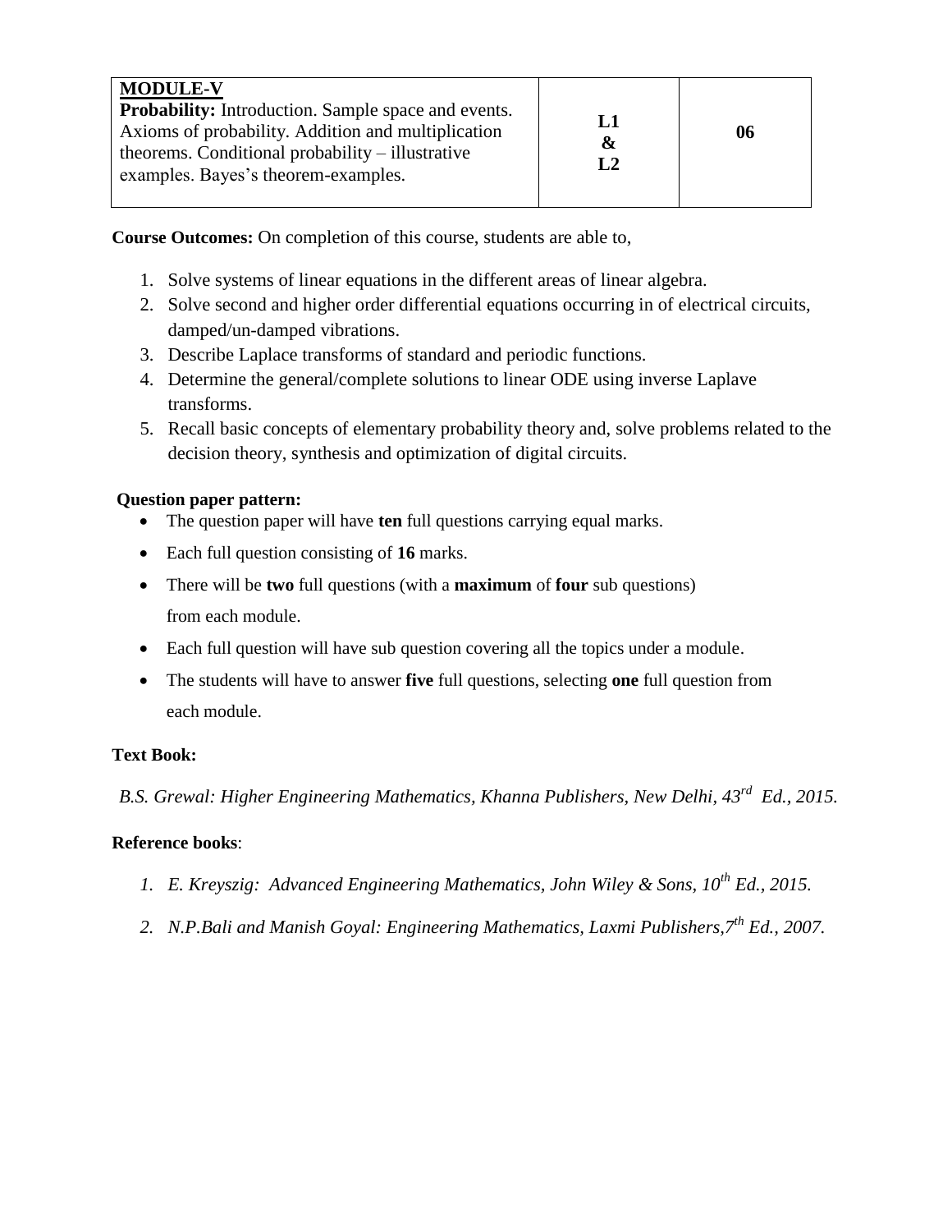| | | |
|---|---|---|
| **MODULE-V**<br>**Probability:** Introduction. Sample space and events. Axioms of probability. Addition and multiplication theorems. Conditional probability – illustrative examples. Bayes's theorem-examples. | **L1 & L2** | **06** |

**Course Outcomes:** On completion of this course, students are able to,

1. Solve systems of linear equations in the different areas of linear algebra.
2. Solve second and higher order differential equations occurring in of electrical circuits, damped/un-damped vibrations.
3. Describe Laplace transforms of standard and periodic functions.
4. Determine the general/complete solutions to linear ODE using inverse Laplave transforms.
5. Recall basic concepts of elementary probability theory and, solve problems related to the decision theory, synthesis and optimization of digital circuits.

**Question paper pattern:**

- The question paper will have **ten** full questions carrying equal marks.
- Each full question consisting of **16** marks.
- There will be **two** full questions (with a **maximum** of **four** sub questions) from each module.
- Each full question will have sub question covering all the topics under a module.
- The students will have to answer **five** full questions, selecting **one** full question from each module.

**Text Book:**

*B.S. Grewal: Higher Engineering Mathematics, Khanna Publishers, New Delhi, 43rd Ed., 2015.*

**Reference books**:

1. *E. Kreyszig: Advanced Engineering Mathematics, John Wiley & Sons, 10th Ed., 2015.*
2. *N.P.Bali and Manish Goyal: Engineering Mathematics, Laxmi Publishers,7th Ed., 2007.*